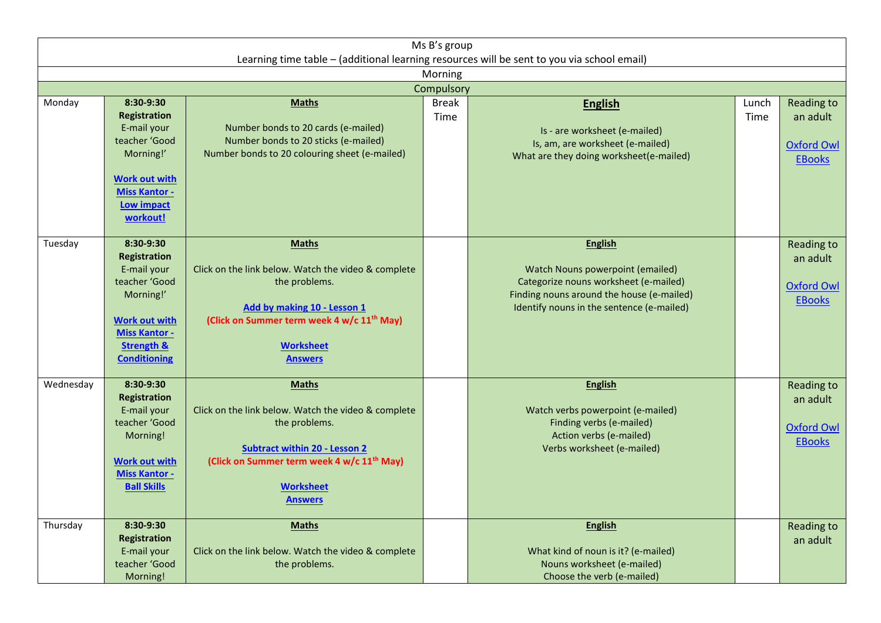Ms B's group

Learning time table – (additional learning resources will be sent to you via school email)

Morning

Compulsory

| Day | Registration | Maths | Break Time | English | Lunch Time | Reading to an adult |
|---|---|---|---|---|---|---|
| Monday | **8:30-9:30 Registration** E-mail your teacher 'Good Morning!' **Work out with Miss Kantor - Low impact workout!** | **Maths** Number bonds to 20 cards (e-mailed) Number bonds to 20 sticks (e-mailed) Number bonds to 20 colouring sheet (e-mailed) | Break Time | **English** Is - are worksheet (e-mailed) Is, am, are worksheet (e-mailed) What are they doing worksheet(e-mailed) | Lunch Time | Reading to an adult Oxford Owl EBooks |
| Tuesday | **8:30-9:30 Registration** E-mail your teacher 'Good Morning!' **Work out with Miss Kantor - Strength & Conditioning** | **Maths** Click on the link below. Watch the video & complete the problems. **Add by making 10 - Lesson 1** **(Click on Summer term week 4 w/c 11th May)** **Worksheet** **Answers** | | **English** Watch Nouns powerpoint (emailed) Categorize nouns worksheet (e-mailed) Finding nouns around the house (e-mailed) Identify nouns in the sentence (e-mailed) | | Reading to an adult Oxford Owl EBooks |
| Wednesday | **8:30-9:30 Registration** E-mail your teacher 'Good Morning! **Work out with Miss Kantor - Ball Skills** | **Maths** Click on the link below. Watch the video & complete the problems. **Subtract within 20 - Lesson 2** **(Click on Summer term week 4 w/c 11th May)** **Worksheet** **Answers** | | **English** Watch verbs powerpoint (e-mailed) Finding verbs (e-mailed) Action verbs (e-mailed) Verbs worksheet (e-mailed) | | Reading to an adult Oxford Owl EBooks |
| Thursday | **8:30-9:30 Registration** E-mail your teacher 'Good Morning! | **Maths** Click on the link below. Watch the video & complete the problems. | | **English** What kind of noun is it? (e-mailed) Nouns worksheet (e-mailed) Choose the verb (e-mailed) | | Reading to an adult |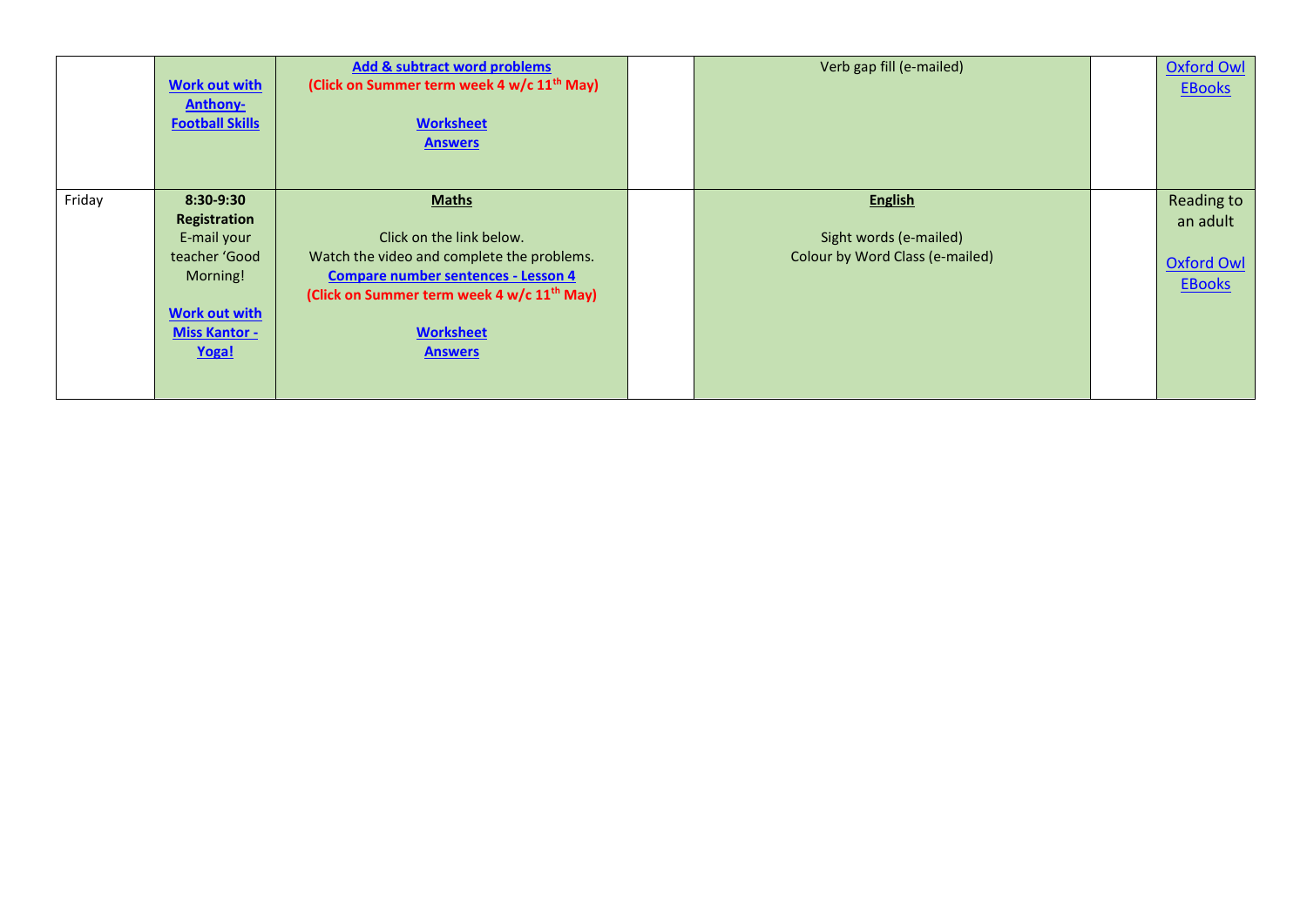| | | | | | | |
|---|---|---|---|---|---|---|
| | **Work out with Anthony- Football Skills** | **Add & subtract word problems**<br>**(Click on Summer term week 4 w/c 11th May)**<br><br>**Worksheet**<br>**Answers** | | Verb gap fill (e-mailed) | | Oxford Owl EBooks |
| Friday | **8:30-9:30**<br>**Registration**<br>E-mail your teacher 'Good Morning!<br><br>**Work out with Miss Kantor - Yoga!** | **Maths**<br><br>Click on the link below.<br>Watch the video and complete the problems.<br>**Compare number sentences - Lesson 4**<br>**(Click on Summer term week 4 w/c 11th May)**<br><br>**Worksheet**<br>**Answers** | | **English**<br><br>Sight words (e-mailed)<br>Colour by Word Class (e-mailed) | | Reading to an adult<br><br>Oxford Owl EBooks |